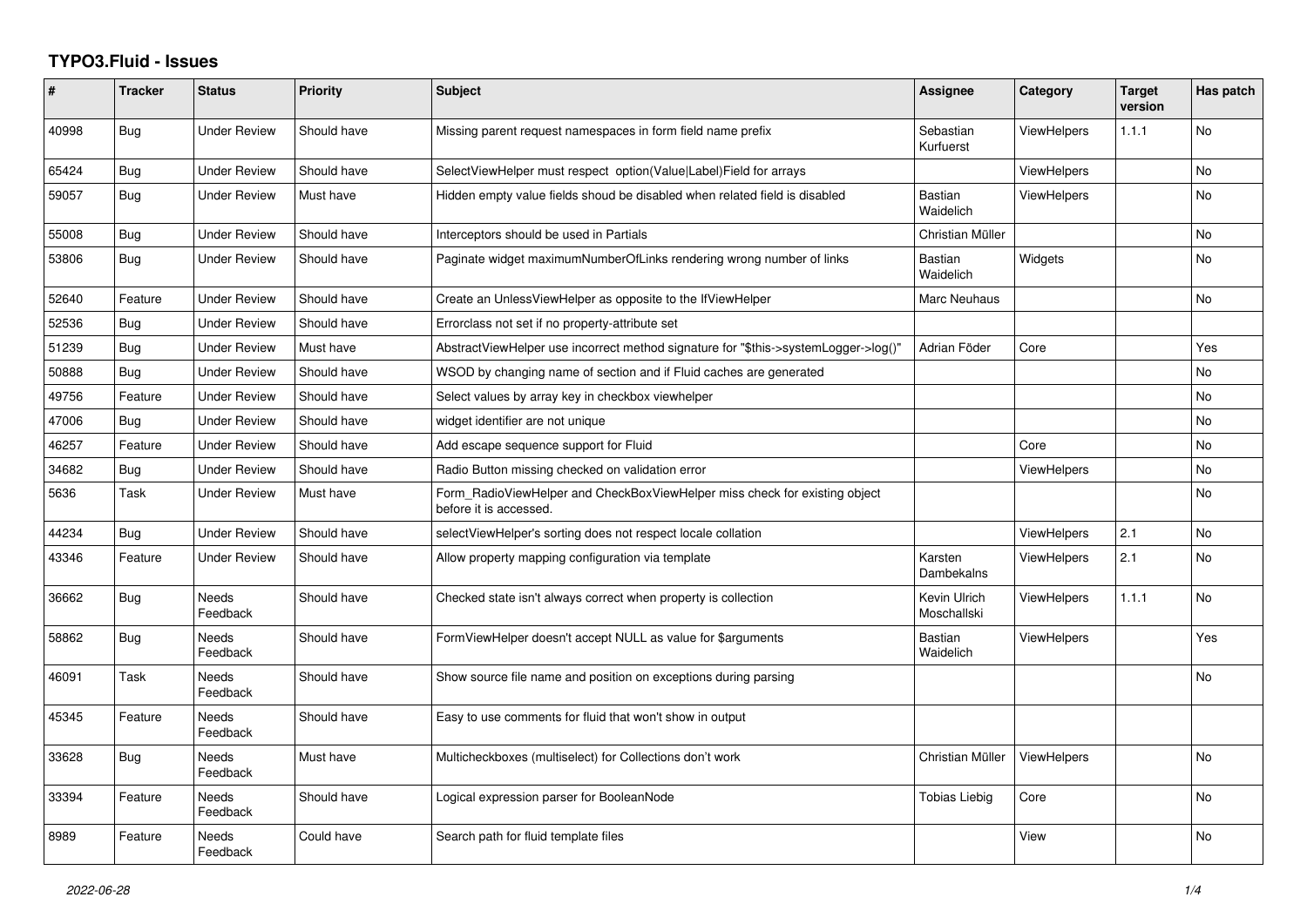# TYPO3.Fluid - Issues

| # | Tracker | Status | Priority | Subject | Assignee | Category | Target version | Has patch |
|---|---|---|---|---|---|---|---|---|
| 40998 | Bug | Under Review | Should have | Missing parent request namespaces in form field name prefix | Sebastian Kurfuerst | ViewHelpers | 1.1.1 | No |
| 65424 | Bug | Under Review | Should have | SelectViewHelper must respect option(Value\|Label)Field for arrays | | ViewHelpers | | No |
| 59057 | Bug | Under Review | Must have | Hidden empty value fields shoud be disabled when related field is disabled | Bastian Waidelich | ViewHelpers | | No |
| 55008 | Bug | Under Review | Should have | Interceptors should be used in Partials | Christian Müller | | | No |
| 53806 | Bug | Under Review | Should have | Paginate widget maximumNumberOfLinks rendering wrong number of links | Bastian Waidelich | Widgets | | No |
| 52640 | Feature | Under Review | Should have | Create an UnlessViewHelper as opposite to the IfViewHelper | Marc Neuhaus | | | No |
| 52536 | Bug | Under Review | Should have | Errorclass not set if no property-attribute set | | | | |
| 51239 | Bug | Under Review | Must have | AbstractViewHelper use incorrect method signature for "$this->systemLogger->log()" | Adrian Föder | Core | | Yes |
| 50888 | Bug | Under Review | Should have | WSOD by changing name of section and if Fluid caches are generated | | | | No |
| 49756 | Feature | Under Review | Should have | Select values by array key in checkbox viewhelper | | | | No |
| 47006 | Bug | Under Review | Should have | widget identifier are not unique | | | | No |
| 46257 | Feature | Under Review | Should have | Add escape sequence support for Fluid | | Core | | No |
| 34682 | Bug | Under Review | Should have | Radio Button missing checked on validation error | | ViewHelpers | | No |
| 5636 | Task | Under Review | Must have | Form_RadioViewHelper and CheckBoxViewHelper miss check for existing object before it is accessed. | | | | No |
| 44234 | Bug | Under Review | Should have | selectViewHelper's sorting does not respect locale collation | | ViewHelpers | 2.1 | No |
| 43346 | Feature | Under Review | Should have | Allow property mapping configuration via template | Karsten Dambekalns | ViewHelpers | 2.1 | No |
| 36662 | Bug | Needs Feedback | Should have | Checked state isn't always correct when property is collection | Kevin Ulrich Moschallski | ViewHelpers | 1.1.1 | No |
| 58862 | Bug | Needs Feedback | Should have | FormViewHelper doesn't accept NULL as value for $arguments | Bastian Waidelich | ViewHelpers | | Yes |
| 46091 | Task | Needs Feedback | Should have | Show source file name and position on exceptions during parsing | | | | No |
| 45345 | Feature | Needs Feedback | Should have | Easy to use comments for fluid that won't show in output | | | | |
| 33628 | Bug | Needs Feedback | Must have | Multicheckboxes (multiselect) for Collections don't work | Christian Müller | ViewHelpers | | No |
| 33394 | Feature | Needs Feedback | Should have | Logical expression parser for BooleanNode | Tobias Liebig | Core | | No |
| 8989 | Feature | Needs Feedback | Could have | Search path for fluid template files | | View | | No |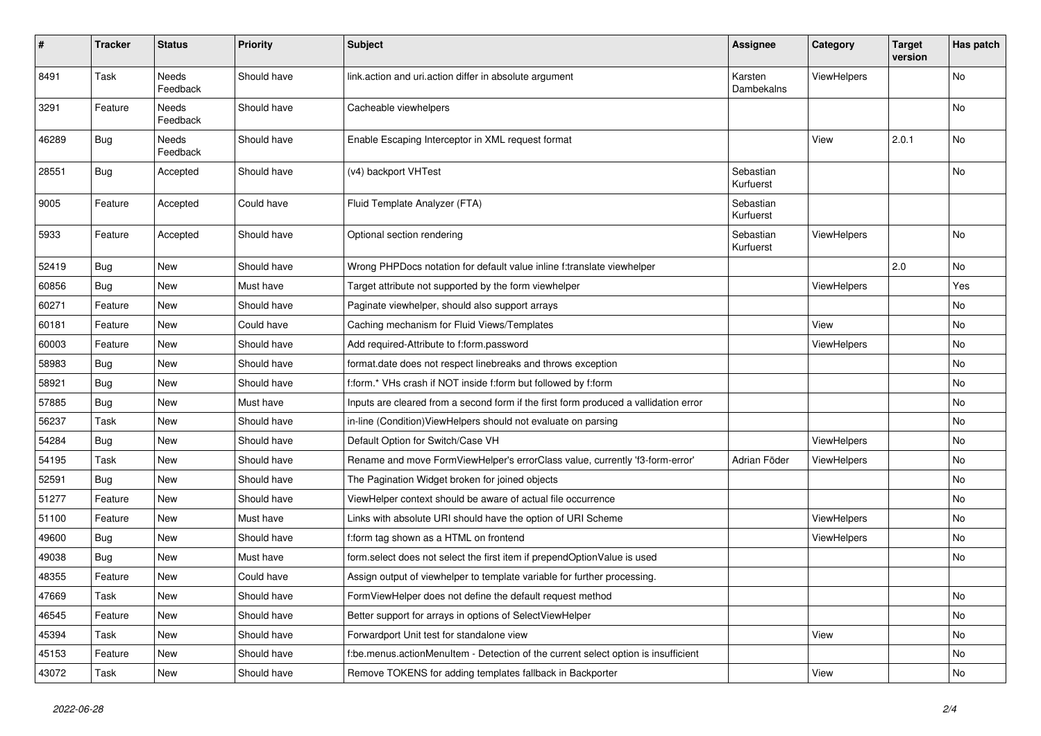| # | Tracker | Status | Priority | Subject | Assignee | Category | Target version | Has patch |
|---|---|---|---|---|---|---|---|---|
| 8491 | Task | Needs Feedback | Should have | link.action and uri.action differ in absolute argument | Karsten Dambekalns | ViewHelpers | | No |
| 3291 | Feature | Needs Feedback | Should have | Cacheable viewhelpers | | | | No |
| 46289 | Bug | Needs Feedback | Should have | Enable Escaping Interceptor in XML request format | | View | 2.0.1 | No |
| 28551 | Bug | Accepted | Should have | (v4) backport VHTest | Sebastian Kurfuerst | | | No |
| 9005 | Feature | Accepted | Could have | Fluid Template Analyzer (FTA) | Sebastian Kurfuerst | | | |
| 5933 | Feature | Accepted | Should have | Optional section rendering | Sebastian Kurfuerst | ViewHelpers | | No |
| 52419 | Bug | New | Should have | Wrong PHPDocs notation for default value inline f:translate viewhelper | | | 2.0 | No |
| 60856 | Bug | New | Must have | Target attribute not supported by the form viewhelper | | ViewHelpers | | Yes |
| 60271 | Feature | New | Should have | Paginate viewhelper, should also support arrays | | | | No |
| 60181 | Feature | New | Could have | Caching mechanism for Fluid Views/Templates | | View | | No |
| 60003 | Feature | New | Should have | Add required-Attribute to f:form.password | | ViewHelpers | | No |
| 58983 | Bug | New | Should have | format.date does not respect linebreaks and throws exception | | | | No |
| 58921 | Bug | New | Should have | f:form.* VHs crash if NOT inside f:form but followed by f:form | | | | No |
| 57885 | Bug | New | Must have | Inputs are cleared from a second form if the first form produced a vallidation error | | | | No |
| 56237 | Task | New | Should have | in-line (Condition)ViewHelpers should not evaluate on parsing | | | | No |
| 54284 | Bug | New | Should have | Default Option for Switch/Case VH | | ViewHelpers | | No |
| 54195 | Task | New | Should have | Rename and move FormViewHelper's errorClass value, currently 'f3-form-error' | Adrian Föder | ViewHelpers | | No |
| 52591 | Bug | New | Should have | The Pagination Widget broken for joined objects | | | | No |
| 51277 | Feature | New | Should have | ViewHelper context should be aware of actual file occurrence | | | | No |
| 51100 | Feature | New | Must have | Links with absolute URI should have the option of URI Scheme | | ViewHelpers | | No |
| 49600 | Bug | New | Should have | f:form tag shown as a HTML on frontend | | ViewHelpers | | No |
| 49038 | Bug | New | Must have | form.select does not select the first item if prependOptionValue is used | | | | No |
| 48355 | Feature | New | Could have | Assign output of viewhelper to template variable for further processing. | | | | |
| 47669 | Task | New | Should have | FormViewHelper does not define the default request method | | | | No |
| 46545 | Feature | New | Should have | Better support for arrays in options of SelectViewHelper | | | | No |
| 45394 | Task | New | Should have | Forwardport Unit test for standalone view | | View | | No |
| 45153 | Feature | New | Should have | f:be.menus.actionMenuItem - Detection of the current select option is insufficient | | | | No |
| 43072 | Task | New | Should have | Remove TOKENS for adding templates fallback in Backporter | | View | | No |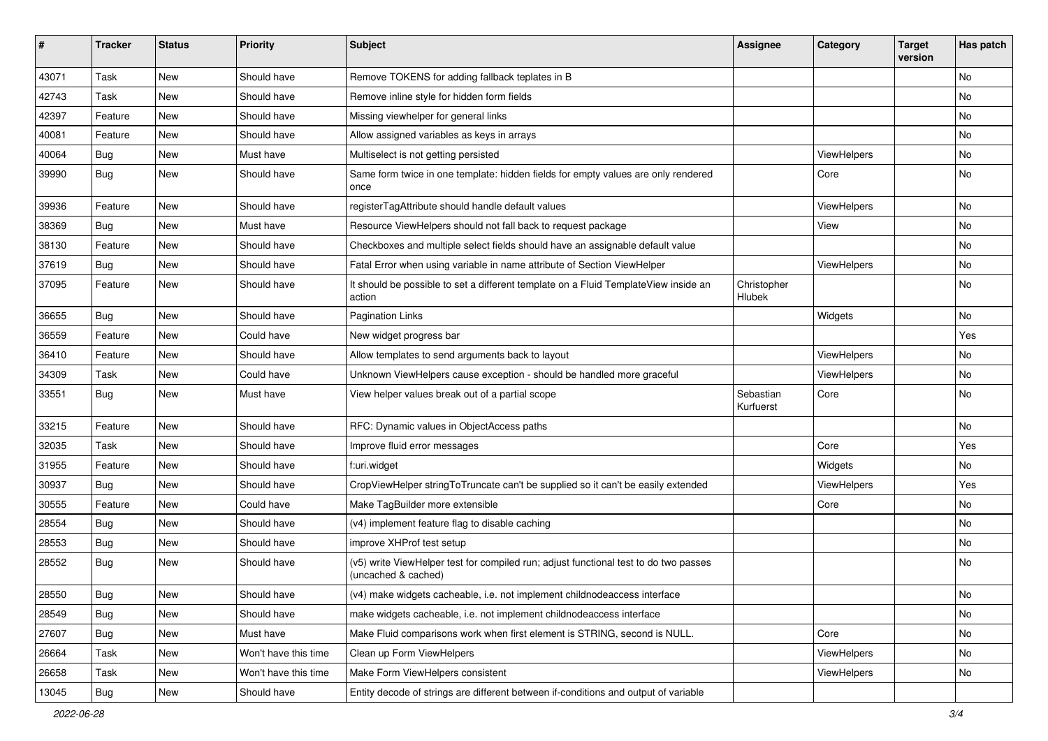| # | Tracker | Status | Priority | Subject | Assignee | Category | Target version | Has patch |
|---|---|---|---|---|---|---|---|---|
| 43071 | Task | New | Should have | Remove TOKENS for adding fallback teplates in B | | | | No |
| 42743 | Task | New | Should have | Remove inline style for hidden form fields | | | | No |
| 42397 | Feature | New | Should have | Missing viewhelper for general links | | | | No |
| 40081 | Feature | New | Should have | Allow assigned variables as keys in arrays | | | | No |
| 40064 | Bug | New | Must have | Multiselect is not getting persisted | | ViewHelpers | | No |
| 39990 | Bug | New | Should have | Same form twice in one template: hidden fields for empty values are only rendered once | | Core | | No |
| 39936 | Feature | New | Should have | registerTagAttribute should handle default values | | ViewHelpers | | No |
| 38369 | Bug | New | Must have | Resource ViewHelpers should not fall back to request package | | View | | No |
| 38130 | Feature | New | Should have | Checkboxes and multiple select fields should have an assignable default value | | | | No |
| 37619 | Bug | New | Should have | Fatal Error when using variable in name attribute of Section ViewHelper | | ViewHelpers | | No |
| 37095 | Feature | New | Should have | It should be possible to set a different template on a Fluid TemplateView inside an action | Christopher Hlubek | | | No |
| 36655 | Bug | New | Should have | Pagination Links | | Widgets | | No |
| 36559 | Feature | New | Could have | New widget progress bar | | | | Yes |
| 36410 | Feature | New | Should have | Allow templates to send arguments back to layout | | ViewHelpers | | No |
| 34309 | Task | New | Could have | Unknown ViewHelpers cause exception - should be handled more graceful | | ViewHelpers | | No |
| 33551 | Bug | New | Must have | View helper values break out of a partial scope | Sebastian Kurfuerst | Core | | No |
| 33215 | Feature | New | Should have | RFC: Dynamic values in ObjectAccess paths | | | | No |
| 32035 | Task | New | Should have | Improve fluid error messages | | Core | | Yes |
| 31955 | Feature | New | Should have | f:uri.widget | | Widgets | | No |
| 30937 | Bug | New | Should have | CropViewHelper stringToTruncate can't be supplied so it can't be easily extended | | ViewHelpers | | Yes |
| 30555 | Feature | New | Could have | Make TagBuilder more extensible | | Core | | No |
| 28554 | Bug | New | Should have | (v4) implement feature flag to disable caching | | | | No |
| 28553 | Bug | New | Should have | improve XHProf test setup | | | | No |
| 28552 | Bug | New | Should have | (v5) write ViewHelper test for compiled run; adjust functional test to do two passes (uncached & cached) | | | | No |
| 28550 | Bug | New | Should have | (v4) make widgets cacheable, i.e. not implement childnodeaccess interface | | | | No |
| 28549 | Bug | New | Should have | make widgets cacheable, i.e. not implement childnodeaccess interface | | | | No |
| 27607 | Bug | New | Must have | Make Fluid comparisons work when first element is STRING, second is NULL. | | Core | | No |
| 26664 | Task | New | Won't have this time | Clean up Form ViewHelpers | | ViewHelpers | | No |
| 26658 | Task | New | Won't have this time | Make Form ViewHelpers consistent | | ViewHelpers | | No |
| 13045 | Bug | New | Should have | Entity decode of strings are different between if-conditions and output of variable | | | | |

2022-06-28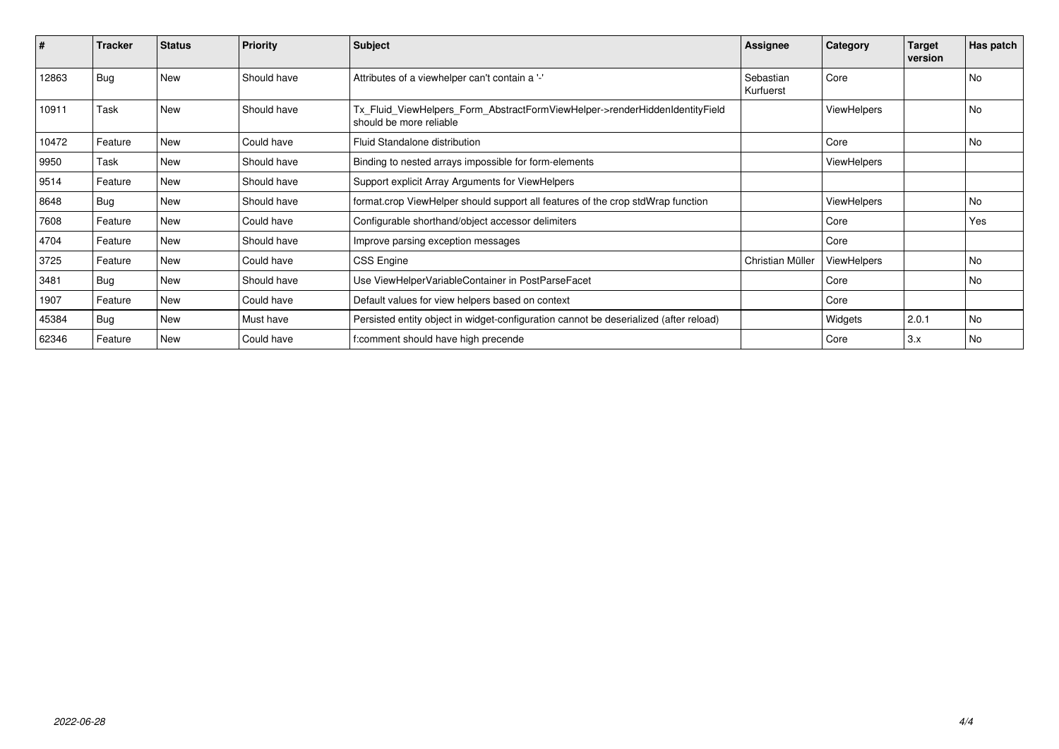| # | Tracker | Status | Priority | Subject | Assignee | Category | Target version | Has patch |
|---|---|---|---|---|---|---|---|---|
| 12863 | Bug | New | Should have | Attributes of a viewhelper can't contain a '-' | Sebastian Kurfuerst | Core | | No |
| 10911 | Task | New | Should have | Tx_Fluid_ViewHelpers_Form_AbstractFormViewHelper->renderHiddenIdentityField should be more reliable | | ViewHelpers | | No |
| 10472 | Feature | New | Could have | Fluid Standalone distribution | | Core | | No |
| 9950 | Task | New | Should have | Binding to nested arrays impossible for form-elements | | ViewHelpers | | |
| 9514 | Feature | New | Should have | Support explicit Array Arguments for ViewHelpers | | | | |
| 8648 | Bug | New | Should have | format.crop ViewHelper should support all features of the crop stdWrap function | | ViewHelpers | | No |
| 7608 | Feature | New | Could have | Configurable shorthand/object accessor delimiters | | Core | | Yes |
| 4704 | Feature | New | Should have | Improve parsing exception messages | | Core | | |
| 3725 | Feature | New | Could have | CSS Engine | Christian Müller | ViewHelpers | | No |
| 3481 | Bug | New | Should have | Use ViewHelperVariableContainer in PostParseFacet | | Core | | No |
| 1907 | Feature | New | Could have | Default values for view helpers based on context | | Core | | |
| 45384 | Bug | New | Must have | Persisted entity object in widget-configuration cannot be deserialized (after reload) | | Widgets | 2.0.1 | No |
| 62346 | Feature | New | Could have | f:comment should have high precende | | Core | 3.x | No |

*2022-06-28*